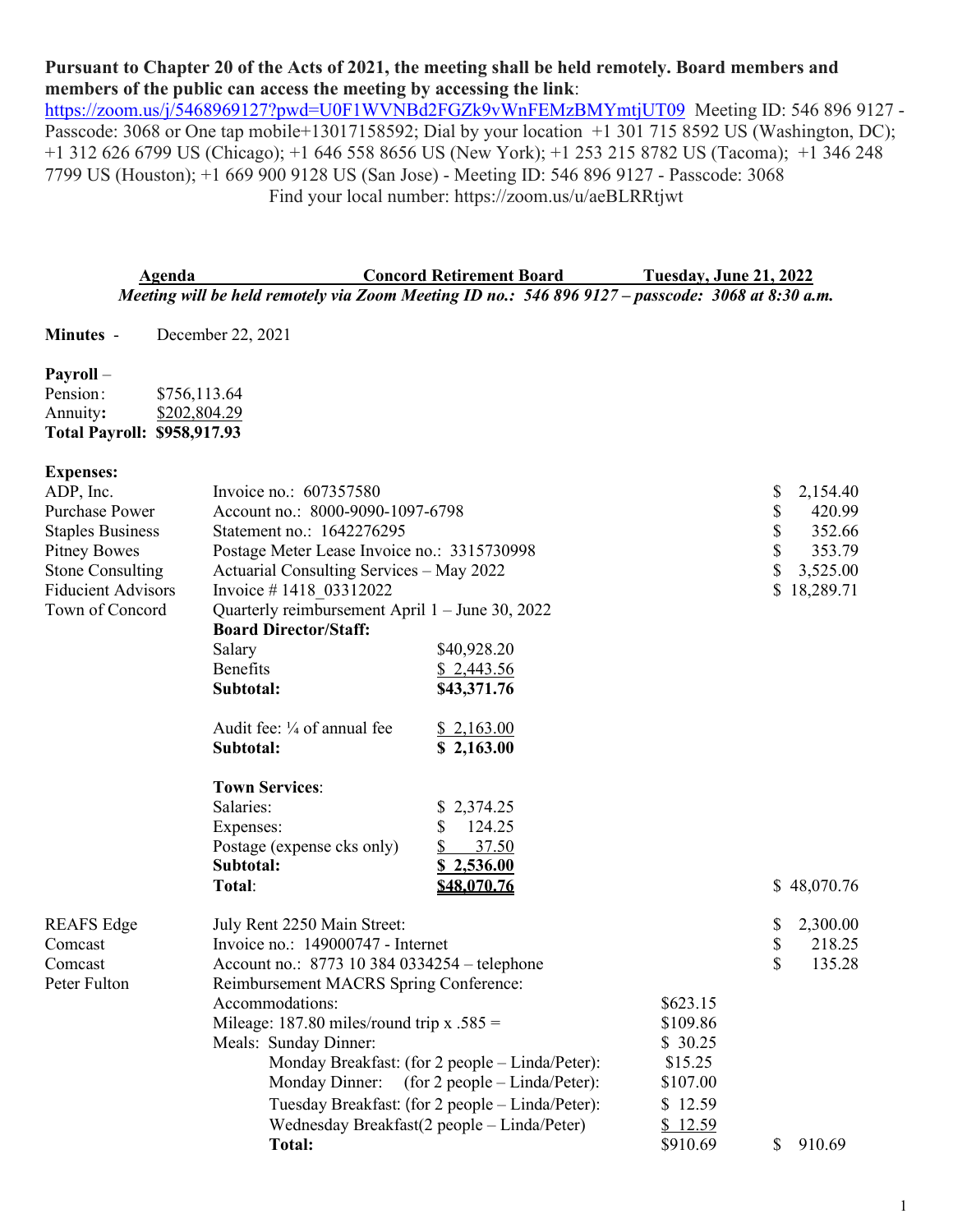**Pursuant to Chapter 20 of the Acts of 2021, the meeting shall be held remotely. Board members and members of the public can access the meeting by accessing the link**: https://zoom.us/j/5468969127?pwd=U0F1WVNBd2FGZk9vWnFEMzBMYmtjUT09 Meeting ID: 546 896 9127 - Passcode: 3068 or One tap mobile+13017158592; Dial by your location +1 301 715 8592 US (Washington, DC); +1 312 626 6799 US (Chicago); +1 646 558 8656 US (New York); +1 253 215 8782 US (Tacoma); +1 346 248 7799 US (Houston); +1 669 900 9128 US (San Jose) - Meeting ID: 546 896 9127 - Passcode: 3068

Find your local number: https://zoom.us/u/aeBLRRtjwt

**Agenda** **Concord Retirement Board** **Tuesday, June 21, 2022**

***Meeting will be held remotely via Zoom Meeting ID no.: 546 896 9127 – passcode: 3068 at 8:30 a.m.***

**Minutes** - December 22, 2021

**Payroll** –

Pension: $756,113.64
Annuity: $202,804.29
**Total Payroll: $958,917.93**

**Expenses:**

| | | | | |
|---|---|---|---|---|
| ADP, Inc. | Invoice no.: 607357580 | | | $ 2,154.40 |
| Purchase Power | Account no.: 8000-9090-1097-6798 | | | $ 420.99 |
| Staples Business | Statement no.: 1642276295 | | | $ 352.66 |
| Pitney Bowes | Postage Meter Lease Invoice no.: 3315730998 | | | $ 353.79 |
| Stone Consulting | Actuarial Consulting Services – May 2022 | | | $ 3,525.00 |
| Fiducient Advisors | Invoice # 1418_03312022 | | | $ 18,289.71 |
| Town of Concord | Quarterly reimbursement April 1 – June 30, 2022 | | | |
| | **Board Director/Staff:** | | | |
| | Salary | $40,928.20 | | |
| | Benefits | $ 2,443.56 | | |
| | **Subtotal:** | **$43,371.76** | | |
| | Audit fee: ¼ of annual fee | $ 2,163.00 | | |
| | **Subtotal:** | **$ 2,163.00** | | |
| | **Town Services**: | | | |
| | Salaries: | $ 2,374.25 | | |
| | Expenses: | $ 124.25 | | |
| | Postage (expense cks only) | $ 37.50 | | |
| | **Subtotal:** | **$ 2,536.00** | | |
| | **Total**: | **$48,070.76** | | $ 48,070.76 |
| REAFS Edge | July Rent 2250 Main Street: | | | $ 2,300.00 |
| Comcast | Invoice no.: 149000747 - Internet | | | $ 218.25 |
| Comcast | Account no.: 8773 10 384 0334254 – telephone | | | $ 135.28 |
| Peter Fulton | Reimbursement MACRS Spring Conference: | | | |
| | Accommodations: | | $623.15 | |
| | Mileage: 187.80 miles/round trip x .585 = | | $109.86 | |
| | Meals: Sunday Dinner: | | $ 30.25 | |
| | Monday Breakfast: (for 2 people – Linda/Peter): | | $15.25 | |
| | Monday Dinner: (for 2 people – Linda/Peter): | | $107.00 | |
| | Tuesday Breakfast: (for 2 people – Linda/Peter): | | $ 12.59 | |
| | Wednesday Breakfast(2 people – Linda/Peter) | | $ 12.59 | |
| | **Total:** | | $910.69 | $ 910.69 |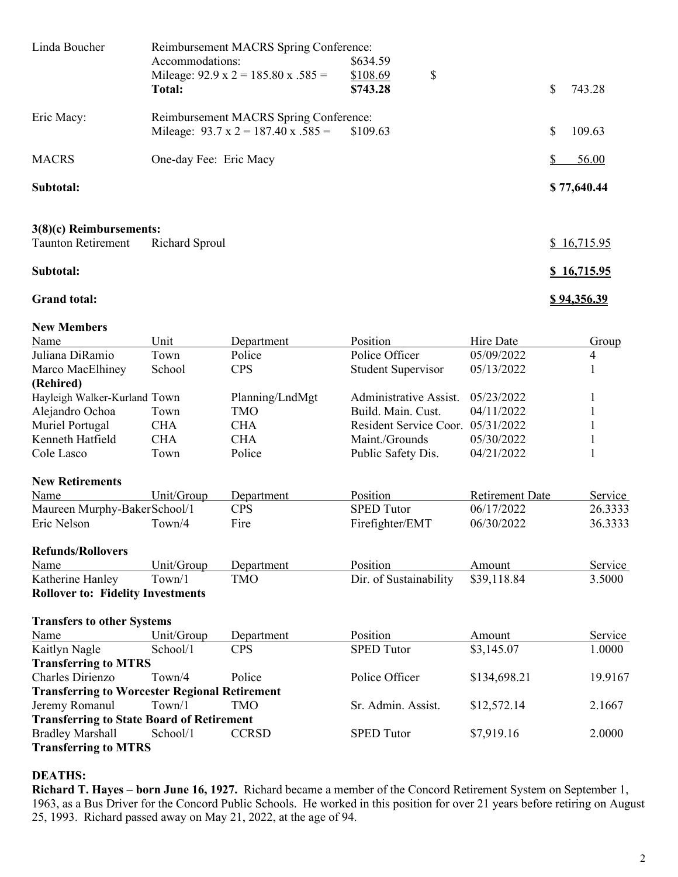| | | | | |
|---|---|---|---|---|
| Linda Boucher | Reimbursement MACRS Spring Conference: | | | |
| | Accommodations: | $634.59 | | |
| | Mileage: 92.9 x 2 = 185.80 x .585 = | $108.69 | $ | |
| | **Total:** | **$743.28** | | $ 743.28 |
| Eric Macy: | Reimbursement MACRS Spring Conference: | | | |
| | Mileage: 93.7 x 2 = 187.40 x .585 = | $109.63 | | $ 109.63 |
| MACRS | One-day Fee: Eric Macy | | | $ 56.00 |
| **Subtotal:** | | | | **$ 77,640.44** |

**3(8)(c) Reimbursements:**

| | | |
|---|---|---|
| Taunton Retirement | Richard Sproul | $ 16,715.95 |
| **Subtotal:** | | **$ 16,715.95** |
| **Grand total:** | | **$ 94,356.39** |

**New Members**

| Name | Unit | Department | Position | Hire Date | Group |
|---|---|---|---|---|---|
| Juliana DiRamio | Town | Police | Police Officer | 05/09/2022 | 4 |
| Marco MacElhiney **(Rehired)** | School | CPS | Student Supervisor | 05/13/2022 | 1 |
| Hayleigh Walker-Kurland | Town | Planning/LndMgt | Administrative Assist. | 05/23/2022 | 1 |
| Alejandro Ochoa | Town | TMO | Build. Main. Cust. | 04/11/2022 | 1 |
| Muriel Portugal | CHA | CHA | Resident Service Coor. | 05/31/2022 | 1 |
| Kenneth Hatfield | CHA | CHA | Maint./Grounds | 05/30/2022 | 1 |
| Cole Lasco | Town | Police | Public Safety Dis. | 04/21/2022 | 1 |

**New Retirements**

| Name | Unit/Group | Department | Position | Retirement Date | Service |
|---|---|---|---|---|---|
| Maureen Murphy-Baker | School/1 | CPS | SPED Tutor | 06/17/2022 | 26.3333 |
| Eric Nelson | Town/4 | Fire | Firefighter/EMT | 06/30/2022 | 36.3333 |

**Refunds/Rollovers**

| Name | Unit/Group | Department | Position | Amount | Service |
|---|---|---|---|---|---|
| Katherine Hanley | Town/1 | TMO | Dir. of Sustainability | $39,118.84 | 3.5000 |

**Rollover to: Fidelity Investments**

**Transfers to other Systems**

| Name | Unit/Group | Department | Position | Amount | Service |
|---|---|---|---|---|---|
| Kaitlyn Nagle | School/1 | CPS | SPED Tutor | $3,145.07 | 1.0000 |
| **Transferring to MTRS** | | | | | |
| Charles Dirienzo | Town/4 | Police | Police Officer | $134,698.21 | 19.9167 |
| **Transferring to Worcester Regional Retirement** | | | | | |
| Jeremy Romanul | Town/1 | TMO | Sr. Admin. Assist. | $12,572.14 | 2.1667 |
| **Transferring to State Board of Retirement** | | | | | |
| Bradley Marshall | School/1 | CCRSD | SPED Tutor | $7,919.16 | 2.0000 |
| **Transferring to MTRS** | | | | | |

**DEATHS:**

**Richard T. Hayes – born June 16, 1927.** Richard became a member of the Concord Retirement System on September 1, 1963, as a Bus Driver for the Concord Public Schools. He worked in this position for over 21 years before retiring on August 25, 1993. Richard passed away on May 21, 2022, at the age of 94.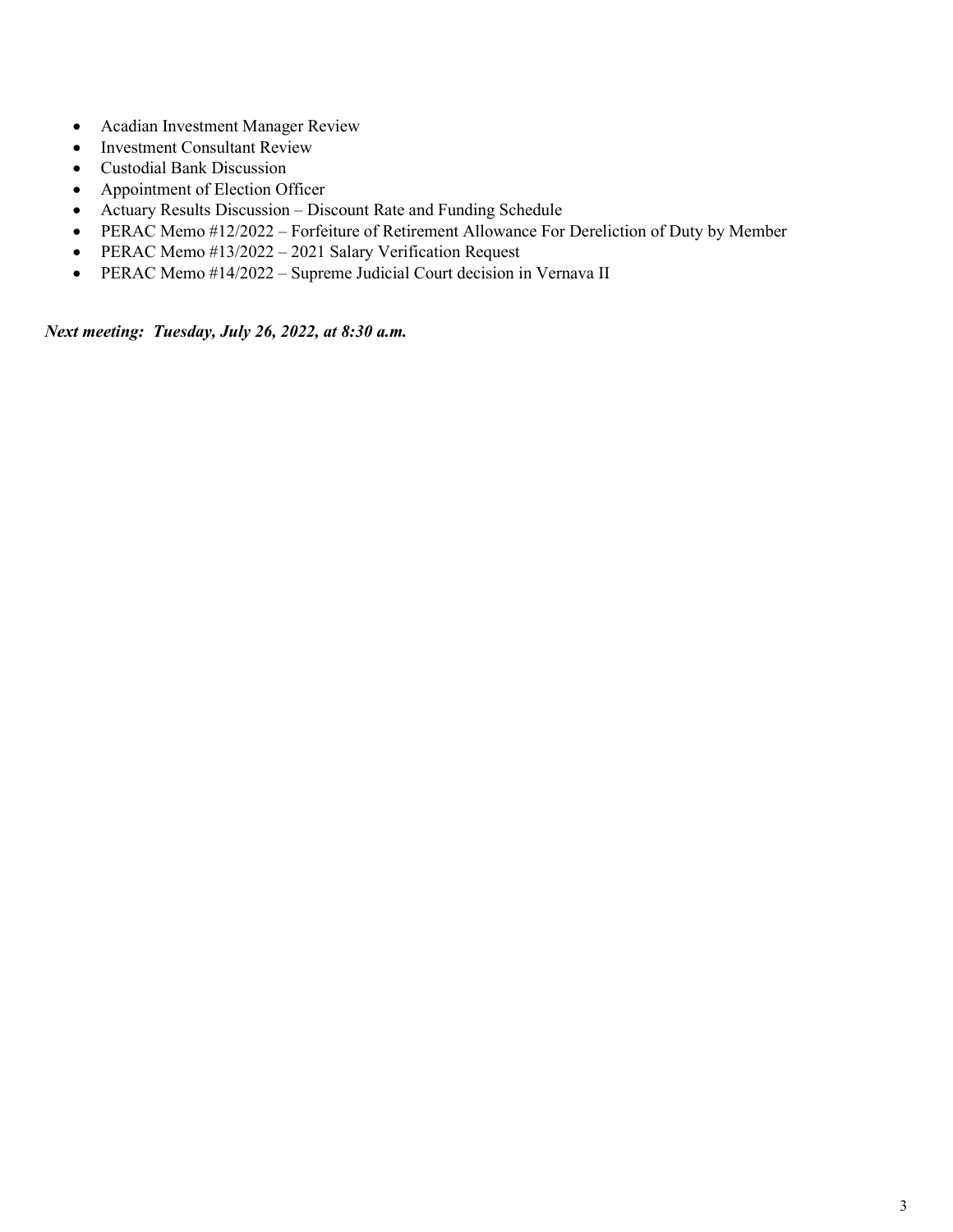- Acadian Investment Manager Review
- Investment Consultant Review
- Custodial Bank Discussion
- Appointment of Election Officer
- Actuary Results Discussion – Discount Rate and Funding Schedule
- PERAC Memo #12/2022 – Forfeiture of Retirement Allowance For Dereliction of Duty by Member
- PERAC Memo #13/2022 – 2021 Salary Verification Request
- PERAC Memo #14/2022 – Supreme Judicial Court decision in Vernava II

***Next meeting: Tuesday, July 26, 2022, at 8:30 a.m.***